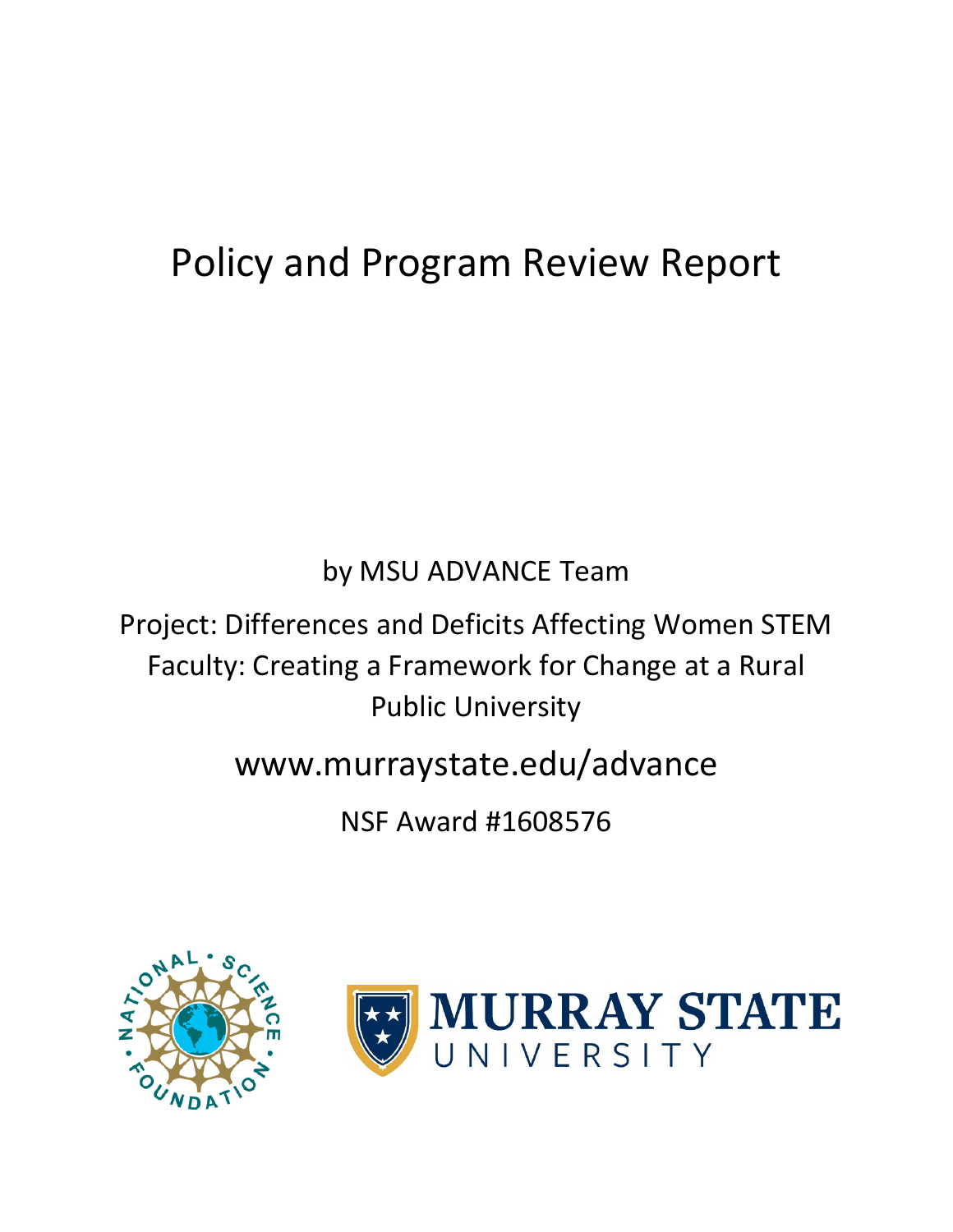# Policy and Program Review Report

by MSU ADVANCE Team

Project: Differences and Deficits Affecting Women STEM Faculty: Creating a Framework for Change at a Rural Public University

www.murraystate.edu/advance

NSF Award #1608576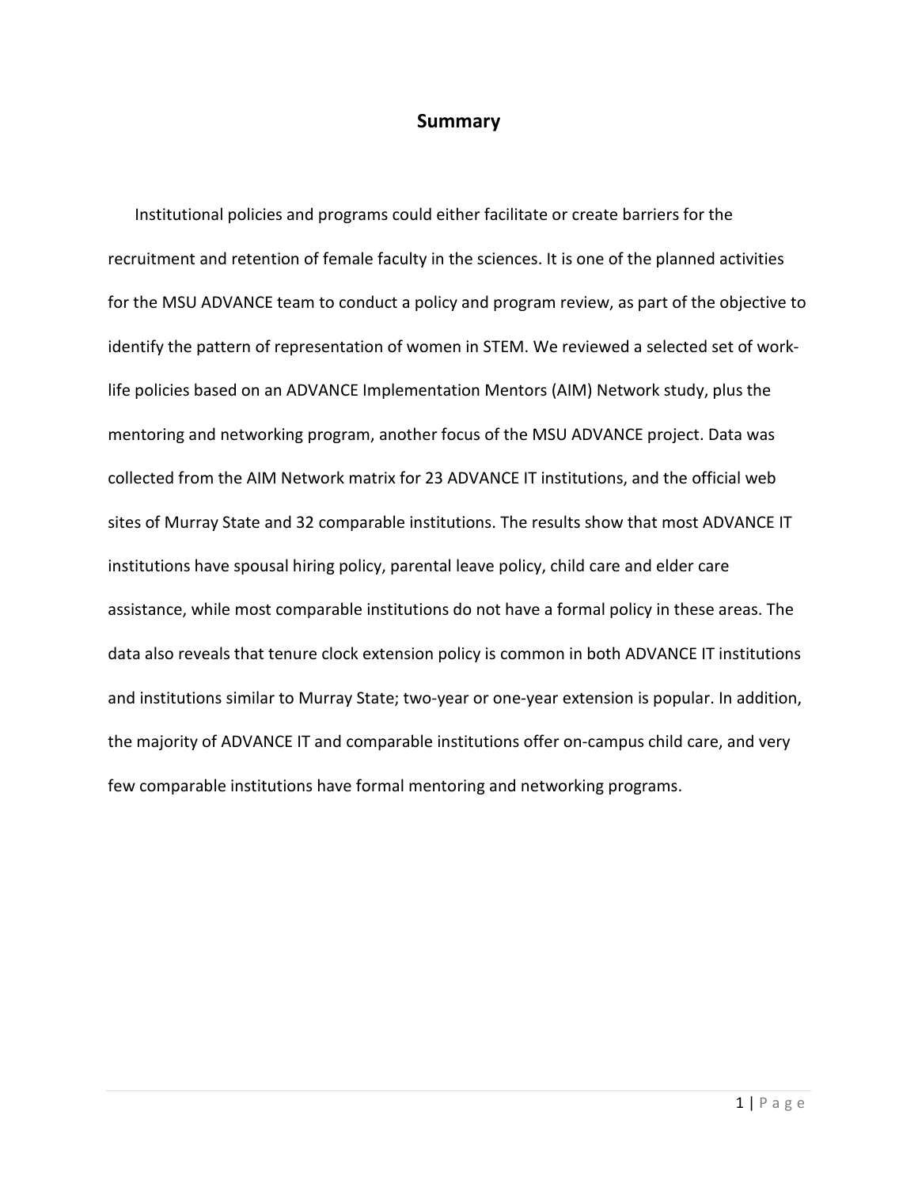# Summary

Institutional policies and programs could either facilitate or create barriers for the recruitment and retention of female faculty in the sciences. It is one of the planned activities for the MSU ADVANCE team to conduct a policy and program review, as part of the objective to identify the pattern of representation of women in STEM. We reviewed a selected set of work-life policies based on an ADVANCE Implementation Mentors (AIM) Network study, plus the mentoring and networking program, another focus of the MSU ADVANCE project. Data was collected from the AIM Network matrix for 23 ADVANCE IT institutions, and the official web sites of Murray State and 32 comparable institutions. The results show that most ADVANCE IT institutions have spousal hiring policy, parental leave policy, child care and elder care assistance, while most comparable institutions do not have a formal policy in these areas. The data also reveals that tenure clock extension policy is common in both ADVANCE IT institutions and institutions similar to Murray State; two-year or one-year extension is popular. In addition, the majority of ADVANCE IT and comparable institutions offer on-campus child care, and very few comparable institutions have formal mentoring and networking programs.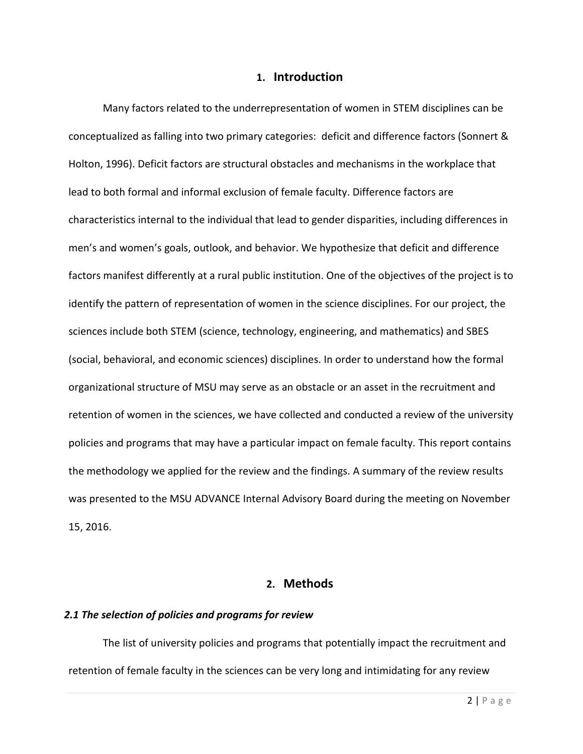## 1. Introduction

Many factors related to the underrepresentation of women in STEM disciplines can be conceptualized as falling into two primary categories: deficit and difference factors (Sonnert & Holton, 1996). Deficit factors are structural obstacles and mechanisms in the workplace that lead to both formal and informal exclusion of female faculty. Difference factors are characteristics internal to the individual that lead to gender disparities, including differences in men's and women's goals, outlook, and behavior. We hypothesize that deficit and difference factors manifest differently at a rural public institution. One of the objectives of the project is to identify the pattern of representation of women in the science disciplines. For our project, the sciences include both STEM (science, technology, engineering, and mathematics) and SBES (social, behavioral, and economic sciences) disciplines. In order to understand how the formal organizational structure of MSU may serve as an obstacle or an asset in the recruitment and retention of women in the sciences, we have collected and conducted a review of the university policies and programs that may have a particular impact on female faculty. This report contains the methodology we applied for the review and the findings. A summary of the review results was presented to the MSU ADVANCE Internal Advisory Board during the meeting on November 15, 2016.

## 2. Methods

### *2.1 The selection of policies and programs for review*

The list of university policies and programs that potentially impact the recruitment and retention of female faculty in the sciences can be very long and intimidating for any review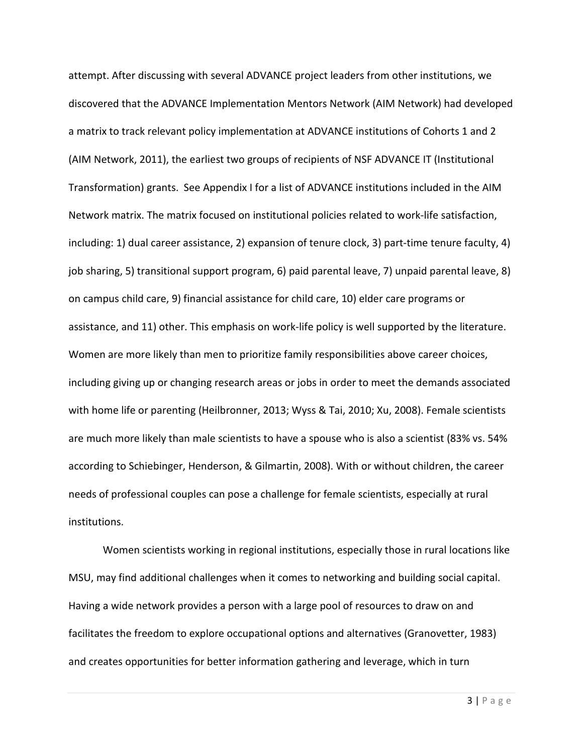attempt. After discussing with several ADVANCE project leaders from other institutions, we discovered that the ADVANCE Implementation Mentors Network (AIM Network) had developed a matrix to track relevant policy implementation at ADVANCE institutions of Cohorts 1 and 2 (AIM Network, 2011), the earliest two groups of recipients of NSF ADVANCE IT (Institutional Transformation) grants. See Appendix I for a list of ADVANCE institutions included in the AIM Network matrix. The matrix focused on institutional policies related to work-life satisfaction, including: 1) dual career assistance, 2) expansion of tenure clock, 3) part-time tenure faculty, 4) job sharing, 5) transitional support program, 6) paid parental leave, 7) unpaid parental leave, 8) on campus child care, 9) financial assistance for child care, 10) elder care programs or assistance, and 11) other. This emphasis on work-life policy is well supported by the literature. Women are more likely than men to prioritize family responsibilities above career choices, including giving up or changing research areas or jobs in order to meet the demands associated with home life or parenting (Heilbronner, 2013; Wyss & Tai, 2010; Xu, 2008). Female scientists are much more likely than male scientists to have a spouse who is also a scientist (83% vs. 54% according to Schiebinger, Henderson, & Gilmartin, 2008). With or without children, the career needs of professional couples can pose a challenge for female scientists, especially at rural institutions.

Women scientists working in regional institutions, especially those in rural locations like MSU, may find additional challenges when it comes to networking and building social capital. Having a wide network provides a person with a large pool of resources to draw on and facilitates the freedom to explore occupational options and alternatives (Granovetter, 1983) and creates opportunities for better information gathering and leverage, which in turn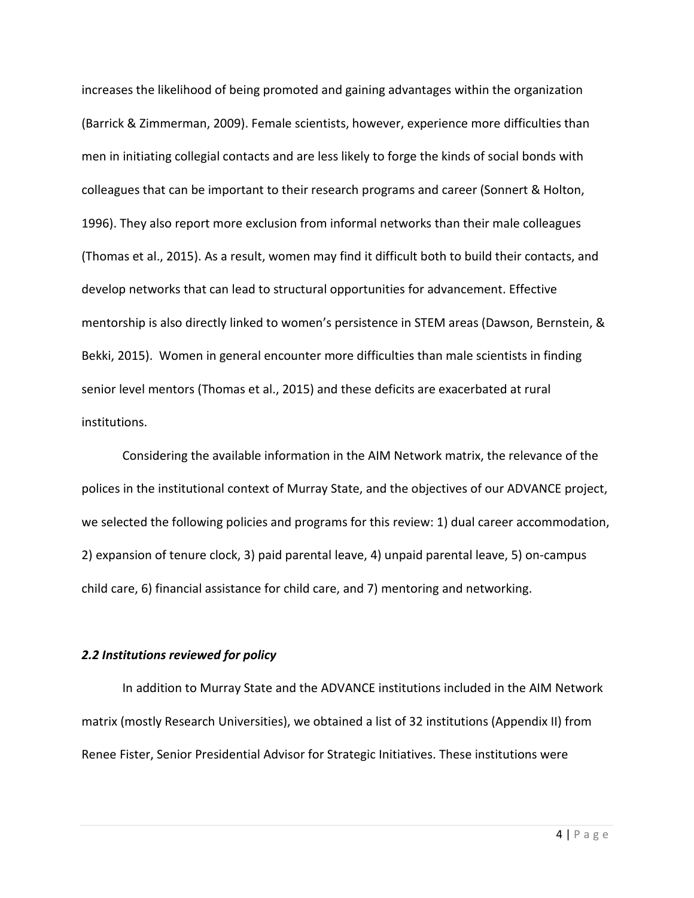increases the likelihood of being promoted and gaining advantages within the organization (Barrick & Zimmerman, 2009). Female scientists, however, experience more difficulties than men in initiating collegial contacts and are less likely to forge the kinds of social bonds with colleagues that can be important to their research programs and career (Sonnert & Holton, 1996). They also report more exclusion from informal networks than their male colleagues (Thomas et al., 2015). As a result, women may find it difficult both to build their contacts, and develop networks that can lead to structural opportunities for advancement. Effective mentorship is also directly linked to women's persistence in STEM areas (Dawson, Bernstein, & Bekki, 2015). Women in general encounter more difficulties than male scientists in finding senior level mentors (Thomas et al., 2015) and these deficits are exacerbated at rural institutions.

Considering the available information in the AIM Network matrix, the relevance of the polices in the institutional context of Murray State, and the objectives of our ADVANCE project, we selected the following policies and programs for this review: 1) dual career accommodation, 2) expansion of tenure clock, 3) paid parental leave, 4) unpaid parental leave, 5) on-campus child care, 6) financial assistance for child care, and 7) mentoring and networking.

### *2.2 Institutions reviewed for policy*

In addition to Murray State and the ADVANCE institutions included in the AIM Network matrix (mostly Research Universities), we obtained a list of 32 institutions (Appendix II) from Renee Fister, Senior Presidential Advisor for Strategic Initiatives. These institutions were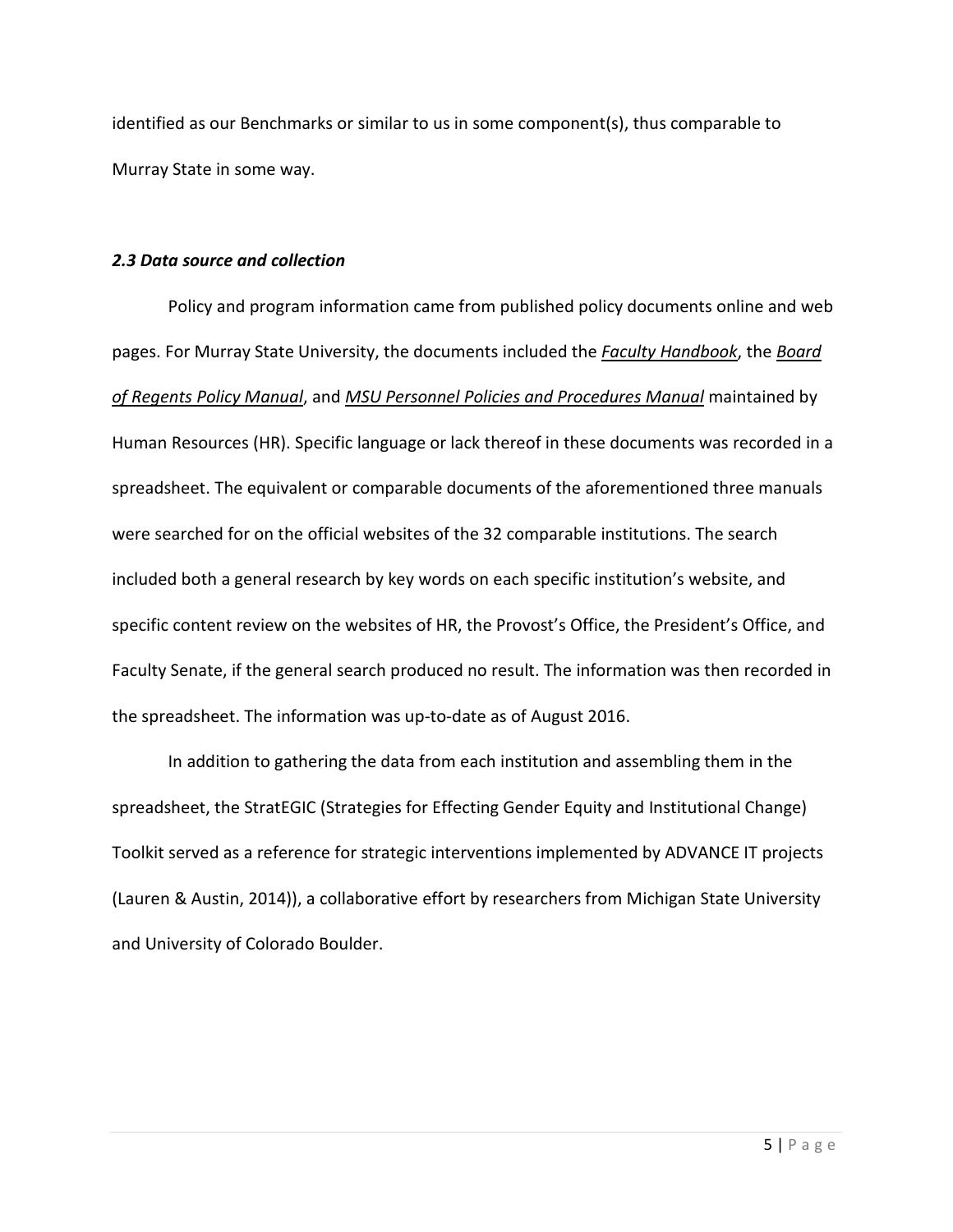identified as our Benchmarks or similar to us in some component(s), thus comparable to Murray State in some way.

### *2.3 Data source and collection*

Policy and program information came from published policy documents online and web pages. For Murray State University, the documents included the *Faculty Handbook*, the *Board of Regents Policy Manual*, and *MSU Personnel Policies and Procedures Manual* maintained by Human Resources (HR). Specific language or lack thereof in these documents was recorded in a spreadsheet. The equivalent or comparable documents of the aforementioned three manuals were searched for on the official websites of the 32 comparable institutions. The search included both a general research by key words on each specific institution's website, and specific content review on the websites of HR, the Provost's Office, the President's Office, and Faculty Senate, if the general search produced no result. The information was then recorded in the spreadsheet. The information was up-to-date as of August 2016.

In addition to gathering the data from each institution and assembling them in the spreadsheet, the StratEGIC (Strategies for Effecting Gender Equity and Institutional Change) Toolkit served as a reference for strategic interventions implemented by ADVANCE IT projects (Lauren & Austin, 2014)), a collaborative effort by researchers from Michigan State University and University of Colorado Boulder.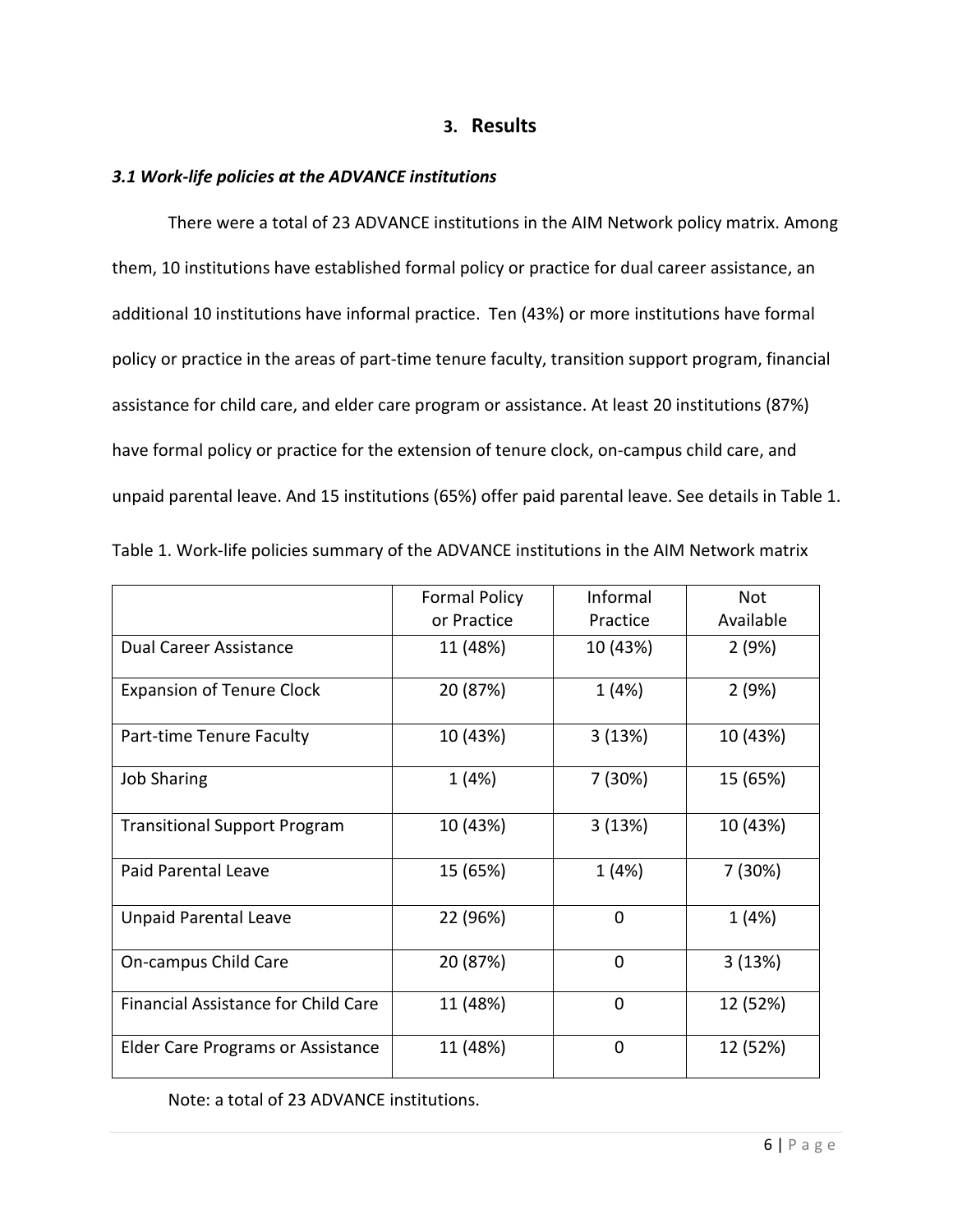## 3. Results

### *3.1 Work-life policies at the ADVANCE institutions*

There were a total of 23 ADVANCE institutions in the AIM Network policy matrix. Among them, 10 institutions have established formal policy or practice for dual career assistance, an additional 10 institutions have informal practice. Ten (43%) or more institutions have formal policy or practice in the areas of part-time tenure faculty, transition support program, financial assistance for child care, and elder care program or assistance. At least 20 institutions (87%) have formal policy or practice for the extension of tenure clock, on-campus child care, and unpaid parental leave. And 15 institutions (65%) offer paid parental leave. See details in Table 1.

Table 1. Work-life policies summary of the ADVANCE institutions in the AIM Network matrix

| | Formal Policy or Practice | Informal Practice | Not Available |
|---|---|---|---|
| Dual Career Assistance | 11 (48%) | 10 (43%) | 2 (9%) |
| Expansion of Tenure Clock | 20 (87%) | 1 (4%) | 2 (9%) |
| Part-time Tenure Faculty | 10 (43%) | 3 (13%) | 10 (43%) |
| Job Sharing | 1 (4%) | 7 (30%) | 15 (65%) |
| Transitional Support Program | 10 (43%) | 3 (13%) | 10 (43%) |
| Paid Parental Leave | 15 (65%) | 1 (4%) | 7 (30%) |
| Unpaid Parental Leave | 22 (96%) | 0 | 1 (4%) |
| On-campus Child Care | 20 (87%) | 0 | 3 (13%) |
| Financial Assistance for Child Care | 11 (48%) | 0 | 12 (52%) |
| Elder Care Programs or Assistance | 11 (48%) | 0 | 12 (52%) |

Note: a total of 23 ADVANCE institutions.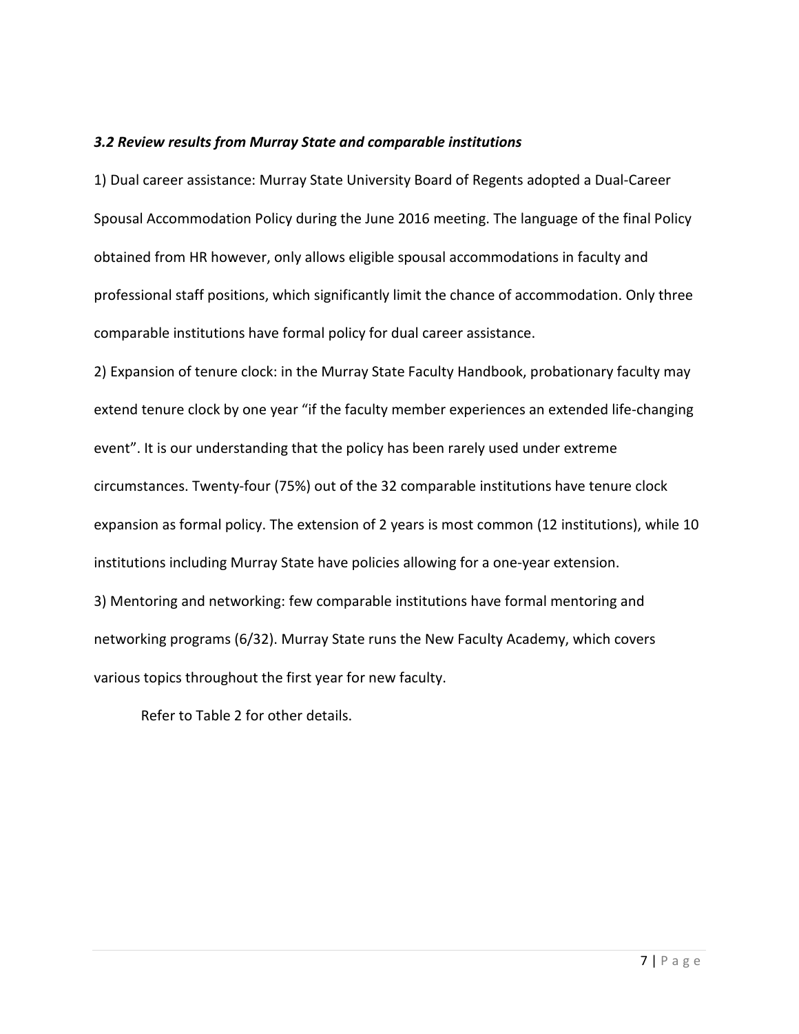### *3.2 Review results from Murray State and comparable institutions*

1) Dual career assistance: Murray State University Board of Regents adopted a Dual-Career Spousal Accommodation Policy during the June 2016 meeting. The language of the final Policy obtained from HR however, only allows eligible spousal accommodations in faculty and professional staff positions, which significantly limit the chance of accommodation. Only three comparable institutions have formal policy for dual career assistance.

2) Expansion of tenure clock: in the Murray State Faculty Handbook, probationary faculty may extend tenure clock by one year "if the faculty member experiences an extended life-changing event". It is our understanding that the policy has been rarely used under extreme circumstances. Twenty-four (75%) out of the 32 comparable institutions have tenure clock expansion as formal policy. The extension of 2 years is most common (12 institutions), while 10 institutions including Murray State have policies allowing for a one-year extension.

3) Mentoring and networking: few comparable institutions have formal mentoring and networking programs (6/32). Murray State runs the New Faculty Academy, which covers various topics throughout the first year for new faculty.

Refer to Table 2 for other details.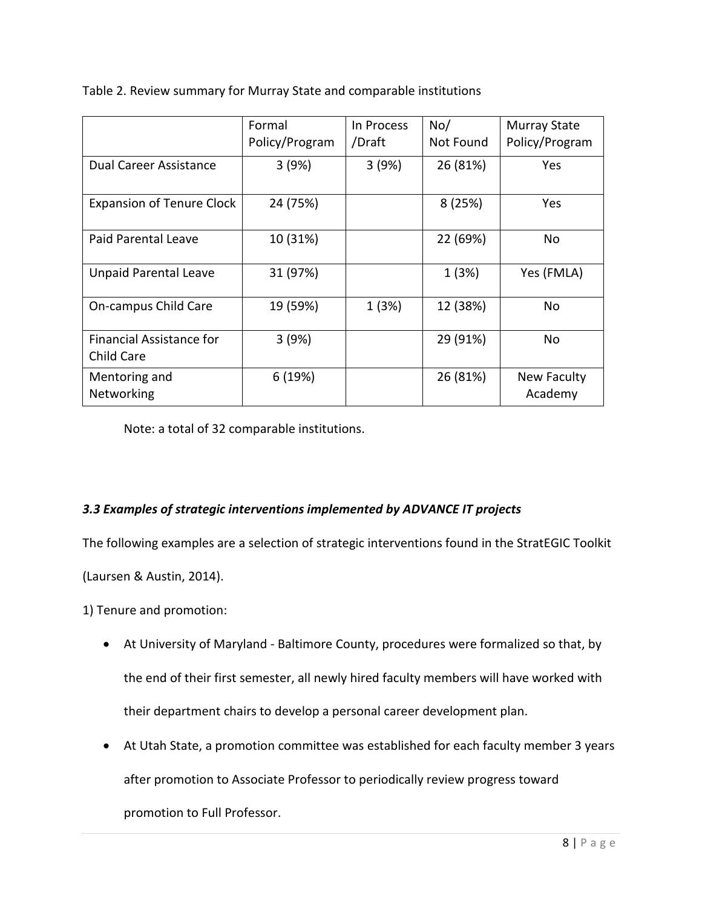Table 2. Review summary for Murray State and comparable institutions

| | Formal Policy/Program | In Process /Draft | No/ Not Found | Murray State Policy/Program |
|---|---|---|---|---|
| Dual Career Assistance | 3 (9%) | 3 (9%) | 26 (81%) | Yes |
| Expansion of Tenure Clock | 24 (75%) | | 8 (25%) | Yes |
| Paid Parental Leave | 10 (31%) | | 22 (69%) | No |
| Unpaid Parental Leave | 31 (97%) | | 1 (3%) | Yes (FMLA) |
| On-campus Child Care | 19 (59%) | 1 (3%) | 12 (38%) | No |
| Financial Assistance for Child Care | 3 (9%) | | 29 (91%) | No |
| Mentoring and Networking | 6 (19%) | | 26 (81%) | New Faculty Academy |

Note: a total of 32 comparable institutions.

### *3.3 Examples of strategic interventions implemented by ADVANCE IT projects*

The following examples are a selection of strategic interventions found in the StratEGIC Toolkit (Laursen & Austin, 2014).

1) Tenure and promotion:

- At University of Maryland - Baltimore County, procedures were formalized so that, by the end of their first semester, all newly hired faculty members will have worked with their department chairs to develop a personal career development plan.
- At Utah State, a promotion committee was established for each faculty member 3 years after promotion to Associate Professor to periodically review progress toward promotion to Full Professor.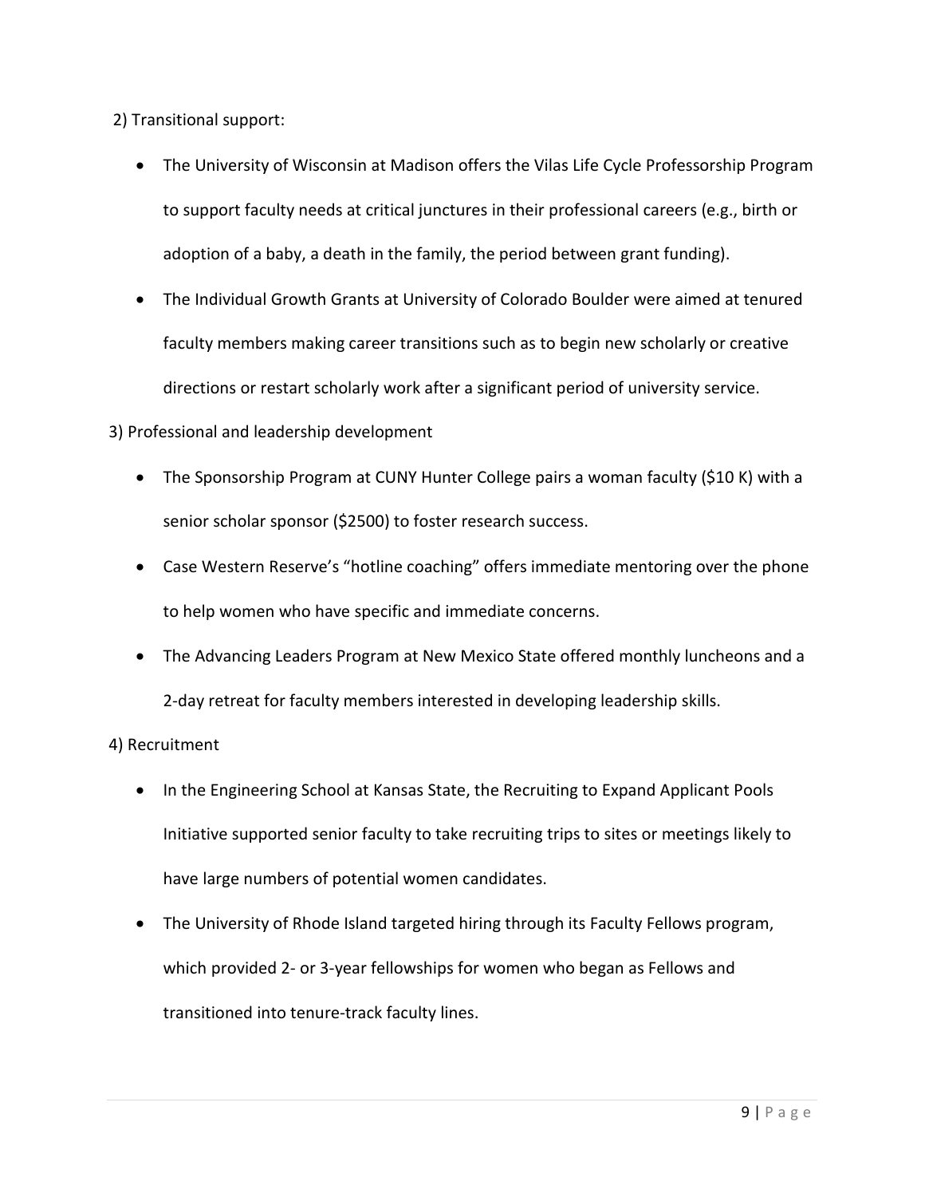2) Transitional support:

- The University of Wisconsin at Madison offers the Vilas Life Cycle Professorship Program to support faculty needs at critical junctures in their professional careers (e.g., birth or adoption of a baby, a death in the family, the period between grant funding).
- The Individual Growth Grants at University of Colorado Boulder were aimed at tenured faculty members making career transitions such as to begin new scholarly or creative directions or restart scholarly work after a significant period of university service.

3) Professional and leadership development

- The Sponsorship Program at CUNY Hunter College pairs a woman faculty ($10 K) with a senior scholar sponsor ($2500) to foster research success.
- Case Western Reserve's "hotline coaching" offers immediate mentoring over the phone to help women who have specific and immediate concerns.
- The Advancing Leaders Program at New Mexico State offered monthly luncheons and a 2-day retreat for faculty members interested in developing leadership skills.

4) Recruitment

- In the Engineering School at Kansas State, the Recruiting to Expand Applicant Pools Initiative supported senior faculty to take recruiting trips to sites or meetings likely to have large numbers of potential women candidates.
- The University of Rhode Island targeted hiring through its Faculty Fellows program, which provided 2- or 3-year fellowships for women who began as Fellows and transitioned into tenure-track faculty lines.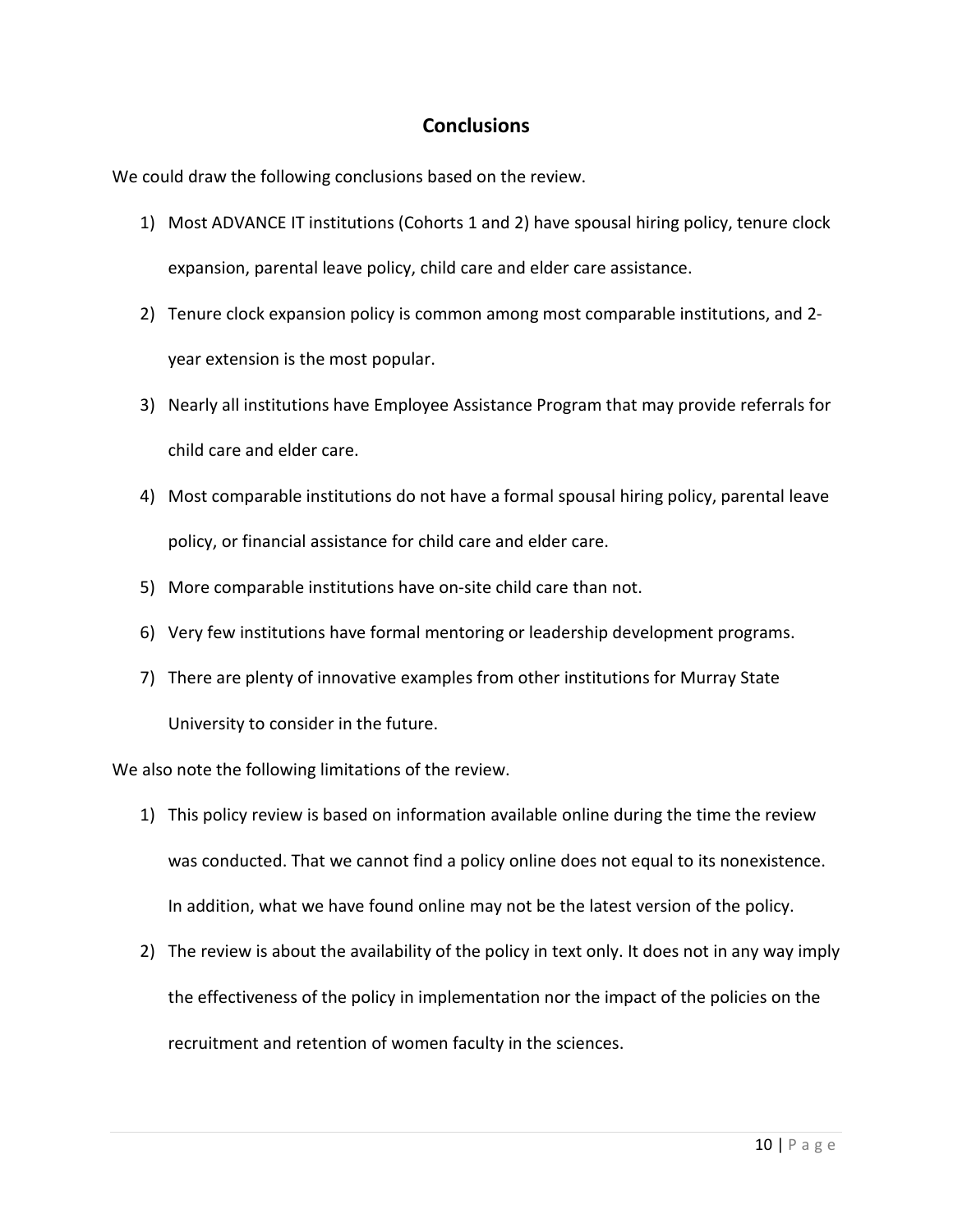## Conclusions

We could draw the following conclusions based on the review.

1) Most ADVANCE IT institutions (Cohorts 1 and 2) have spousal hiring policy, tenure clock expansion, parental leave policy, child care and elder care assistance.
2) Tenure clock expansion policy is common among most comparable institutions, and 2-year extension is the most popular.
3) Nearly all institutions have Employee Assistance Program that may provide referrals for child care and elder care.
4) Most comparable institutions do not have a formal spousal hiring policy, parental leave policy, or financial assistance for child care and elder care.
5) More comparable institutions have on-site child care than not.
6) Very few institutions have formal mentoring or leadership development programs.
7) There are plenty of innovative examples from other institutions for Murray State University to consider in the future.

We also note the following limitations of the review.

1) This policy review is based on information available online during the time the review was conducted. That we cannot find a policy online does not equal to its nonexistence. In addition, what we have found online may not be the latest version of the policy.
2) The review is about the availability of the policy in text only. It does not in any way imply the effectiveness of the policy in implementation nor the impact of the policies on the recruitment and retention of women faculty in the sciences.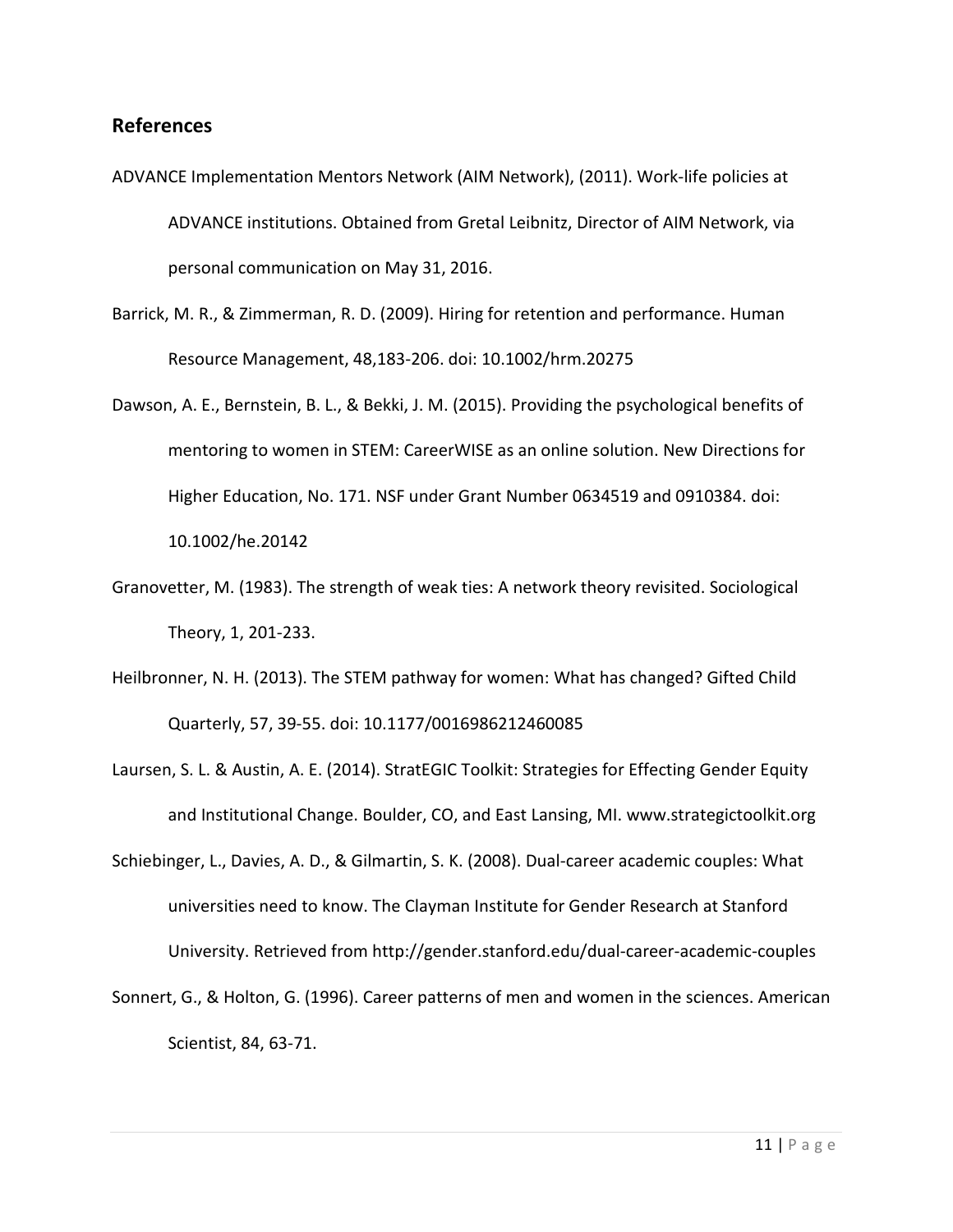## References

ADVANCE Implementation Mentors Network (AIM Network), (2011). Work-life policies at ADVANCE institutions. Obtained from Gretal Leibnitz, Director of AIM Network, via personal communication on May 31, 2016.

Barrick, M. R., & Zimmerman, R. D. (2009). Hiring for retention and performance. Human Resource Management, 48,183-206. doi: 10.1002/hrm.20275

Dawson, A. E., Bernstein, B. L., & Bekki, J. M. (2015). Providing the psychological benefits of mentoring to women in STEM: CareerWISE as an online solution. New Directions for Higher Education, No. 171. NSF under Grant Number 0634519 and 0910384. doi: 10.1002/he.20142

Granovetter, M. (1983). The strength of weak ties: A network theory revisited. Sociological Theory, 1, 201-233.

Heilbronner, N. H. (2013). The STEM pathway for women: What has changed? Gifted Child Quarterly, 57, 39-55. doi: 10.1177/0016986212460085

Laursen, S. L. & Austin, A. E. (2014). StratEGIC Toolkit: Strategies for Effecting Gender Equity and Institutional Change. Boulder, CO, and East Lansing, MI. www.strategictoolkit.org

Schiebinger, L., Davies, A. D., & Gilmartin, S. K. (2008). Dual-career academic couples: What universities need to know. The Clayman Institute for Gender Research at Stanford University. Retrieved from http://gender.stanford.edu/dual-career-academic-couples

Sonnert, G., & Holton, G. (1996). Career patterns of men and women in the sciences. American Scientist, 84, 63-71.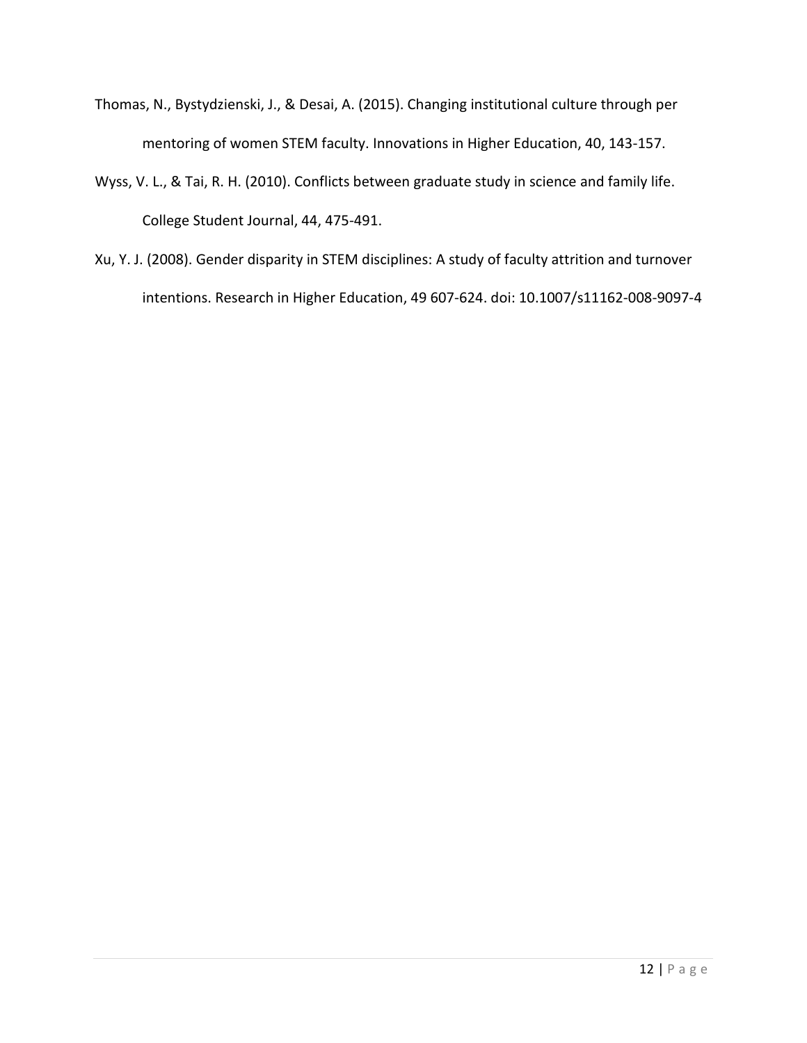Thomas, N., Bystydzienski, J., & Desai, A. (2015). Changing institutional culture through per mentoring of women STEM faculty. Innovations in Higher Education, 40, 143-157.

Wyss, V. L., & Tai, R. H. (2010). Conflicts between graduate study in science and family life. College Student Journal, 44, 475-491.

Xu, Y. J. (2008). Gender disparity in STEM disciplines: A study of faculty attrition and turnover intentions. Research in Higher Education, 49 607-624. doi: 10.1007/s11162-008-9097-4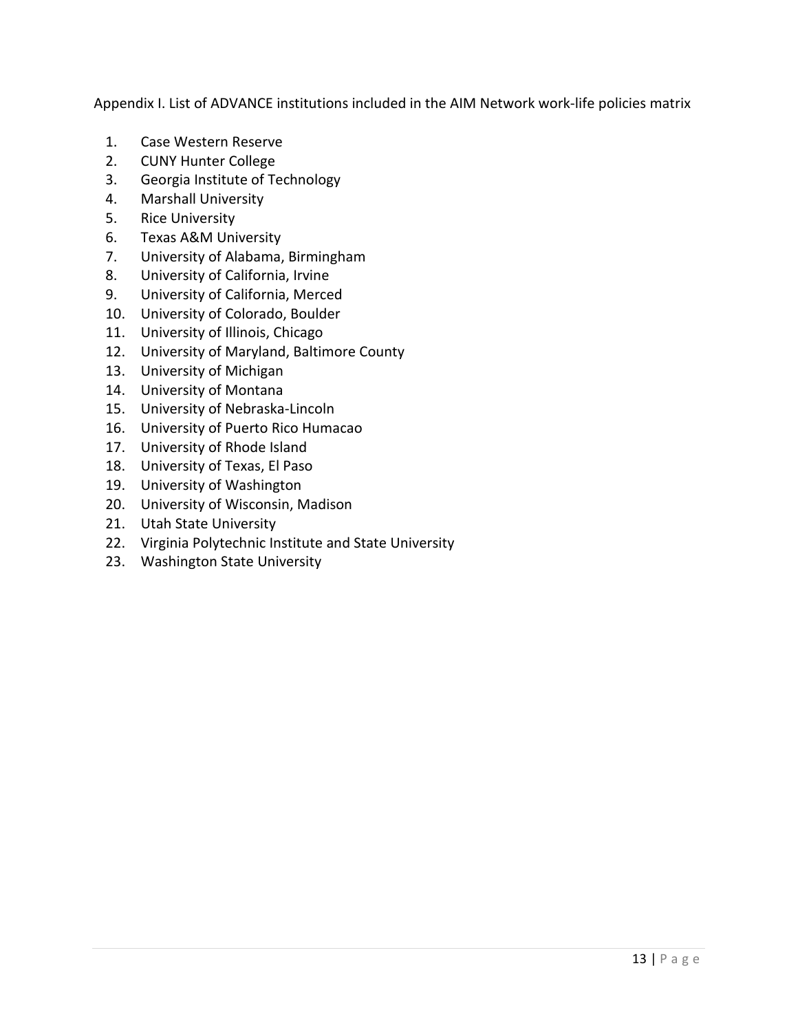Appendix I. List of ADVANCE institutions included in the AIM Network work-life policies matrix

1. Case Western Reserve
2. CUNY Hunter College
3. Georgia Institute of Technology
4. Marshall University
5. Rice University
6. Texas A&M University
7. University of Alabama, Birmingham
8. University of California, Irvine
9. University of California, Merced
10. University of Colorado, Boulder
11. University of Illinois, Chicago
12. University of Maryland, Baltimore County
13. University of Michigan
14. University of Montana
15. University of Nebraska-Lincoln
16. University of Puerto Rico Humacao
17. University of Rhode Island
18. University of Texas, El Paso
19. University of Washington
20. University of Wisconsin, Madison
21. Utah State University
22. Virginia Polytechnic Institute and State University
23. Washington State University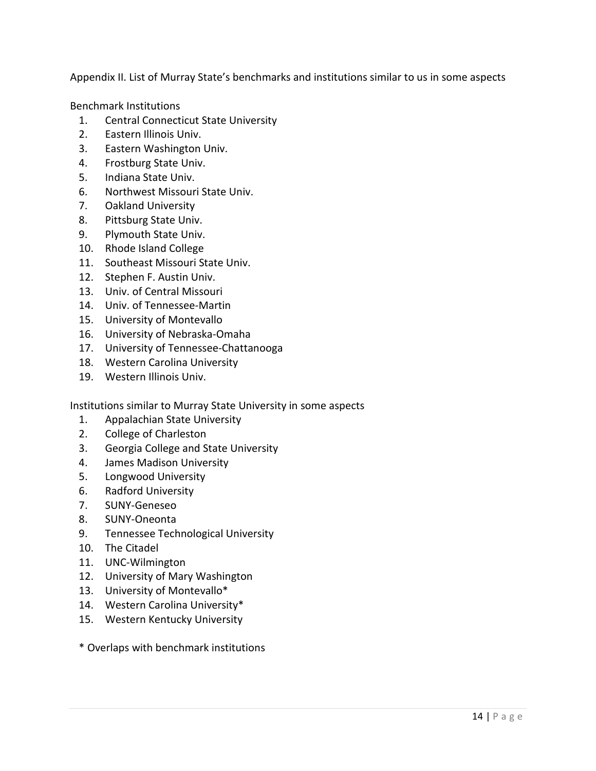Appendix II. List of Murray State's benchmarks and institutions similar to us in some aspects

Benchmark Institutions

1. Central Connecticut State University
2. Eastern Illinois Univ.
3. Eastern Washington Univ.
4. Frostburg State Univ.
5. Indiana State Univ.
6. Northwest Missouri State Univ.
7. Oakland University
8. Pittsburg State Univ.
9. Plymouth State Univ.
10. Rhode Island College
11. Southeast Missouri State Univ.
12. Stephen F. Austin Univ.
13. Univ. of Central Missouri
14. Univ. of Tennessee-Martin
15. University of Montevallo
16. University of Nebraska-Omaha
17. University of Tennessee-Chattanooga
18. Western Carolina University
19. Western Illinois Univ.

Institutions similar to Murray State University in some aspects

1. Appalachian State University
2. College of Charleston
3. Georgia College and State University
4. James Madison University
5. Longwood University
6. Radford University
7. SUNY-Geneseo
8. SUNY-Oneonta
9. Tennessee Technological University
10. The Citadel
11. UNC-Wilmington
12. University of Mary Washington
13. University of Montevallo*
14. Western Carolina University*
15. Western Kentucky University

\* Overlaps with benchmark institutions